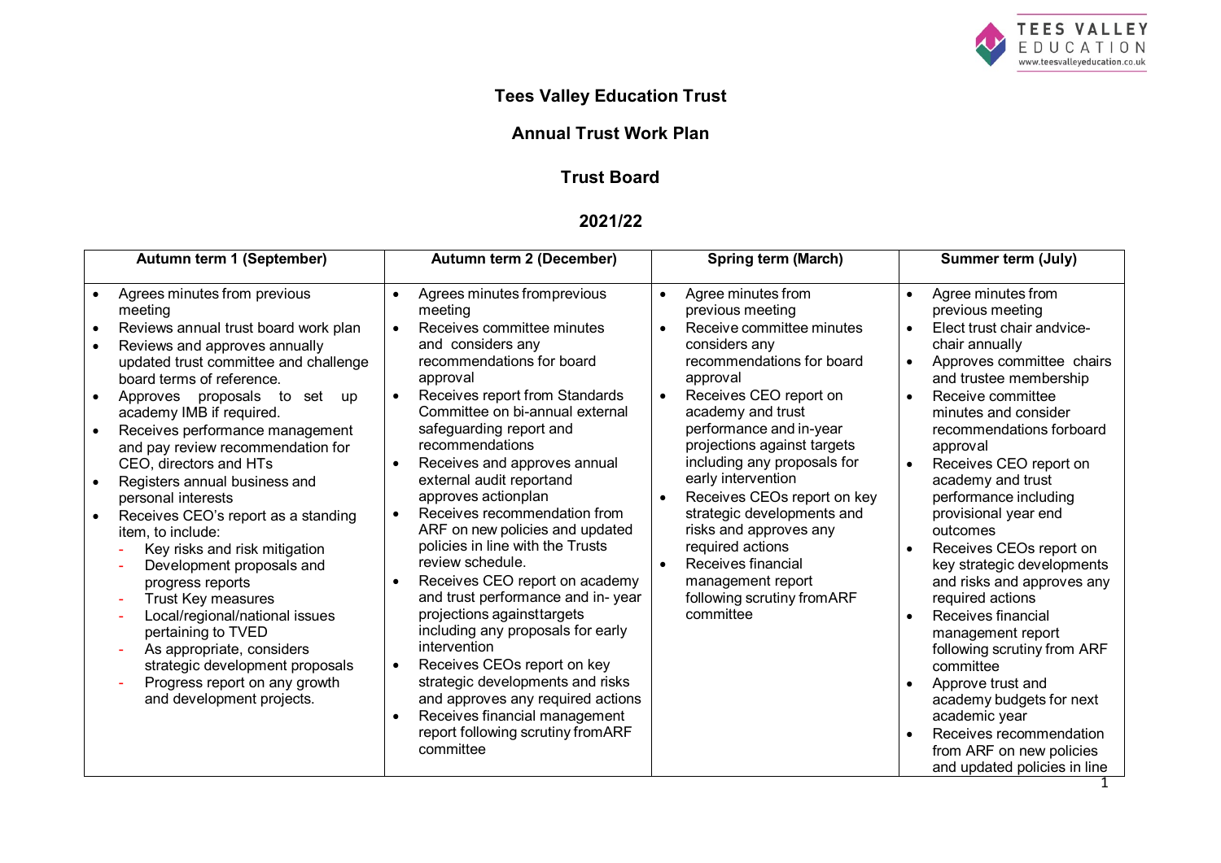# Tees Valley Education Trust

## Annual Trust Work Plan

## Trust Board

## 2021/22

| Autumn term 1 (September) | Autumn term 2 (December) | Spring term (March) | Summer term (July) |
|---|---|---|---|
| • Agrees minutes from previous meeting<br>• Reviews annual trust board work plan<br>• Reviews and approves annually updated trust committee and challenge board terms of reference.<br>• Approves proposals to set up academy IMB if required.<br>• Receives performance management and pay review recommendation for CEO, directors and HTs<br>• Registers annual business and personal interests<br>• Receives CEO's report as a standing item, to include:<br>- Key risks and risk mitigation<br>- Development proposals and progress reports<br>- Trust Key measures<br>- Local/regional/national issues pertaining to TVED<br>- As appropriate, considers strategic development proposals<br>- Progress report on any growth and development projects. | • Agrees minutes fromprevious meeting<br>• Receives committee minutes and considers any recommendations for board approval<br>• Receives report from Standards Committee on bi-annual external safeguarding report and recommendations<br>• Receives and approves annual external audit reportand approves actionplan<br>• Receives recommendation from ARF on new policies and updated policies in line with the Trusts review schedule.<br>• Receives CEO report on academy and trust performance and in- year projections againsttargets including any proposals for early intervention<br>• Receives CEOs report on key strategic developments and risks and approves any required actions<br>• Receives financial management report following scrutiny fromARF committee | • Agree minutes from previous meeting<br>• Receive committee minutes considers any recommendations for board approval<br>• Receives CEO report on academy and trust performance and in-year projections against targets including any proposals for early intervention<br>• Receives CEOs report on key strategic developments and risks and approves any required actions<br>• Receives financial management report following scrutiny fromARF committee | • Agree minutes from previous meeting<br>• Elect trust chair andvice-chair annually<br>• Approves committee chairs and trustee membership<br>• Receive committee minutes and consider recommendations forboard approval<br>• Receives CEO report on academy and trust performance including provisional year end outcomes<br>• Receives CEOs report on key strategic developments and risks and approves any required actions<br>• Receives financial management report following scrutiny from ARF committee<br>• Approve trust and academy budgets for next academic year<br>• Receives recommendation from ARF on new policies and updated policies in line |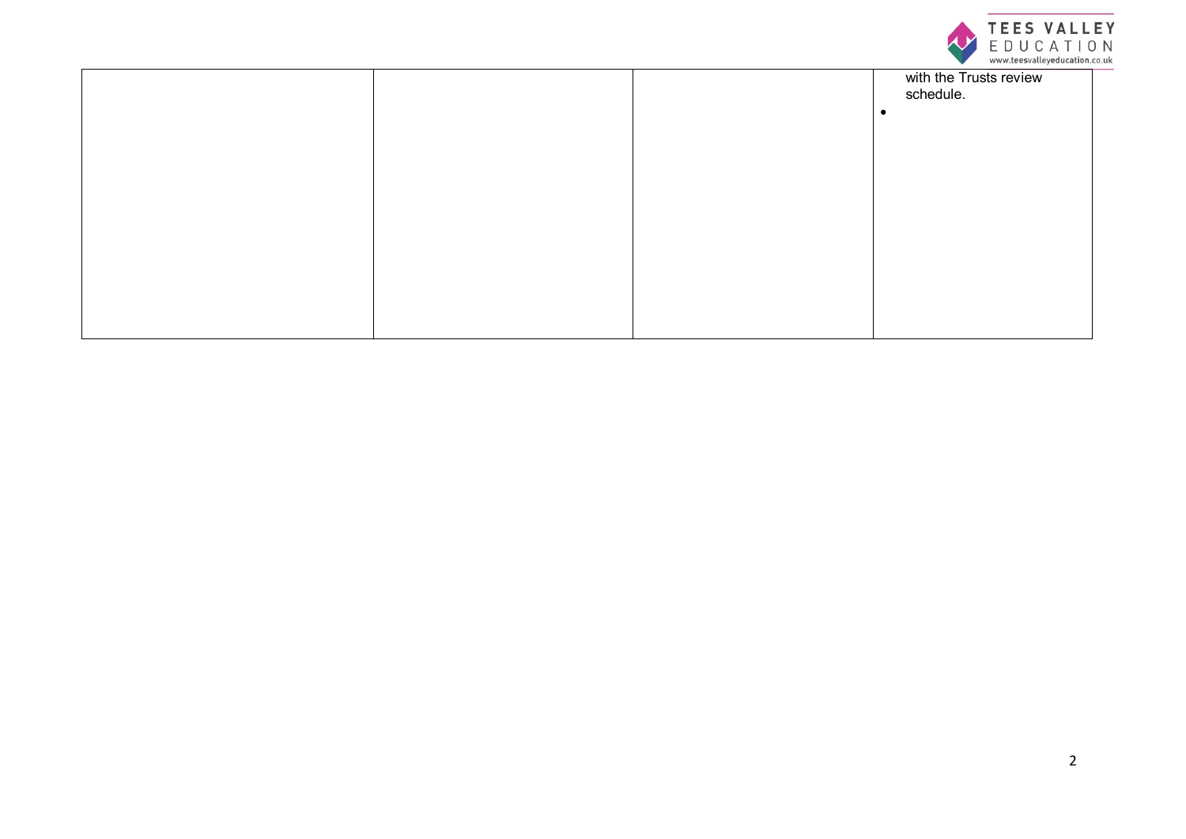| | | | |
|---|---|---|---|
| | | | with the Trusts review schedule.<br>• |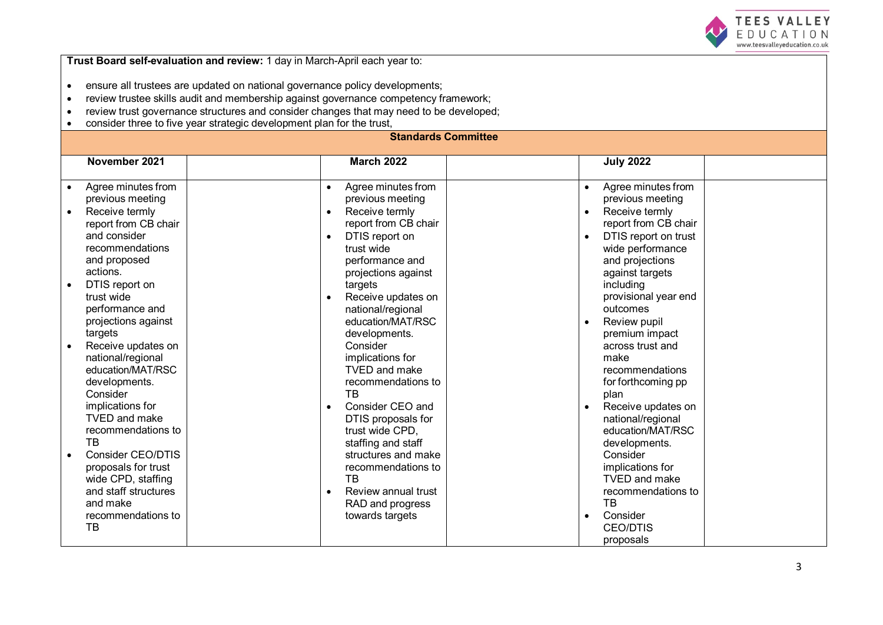**Trust Board self-evaluation and review:** 1 day in March-April each year to:

- ensure all trustees are updated on national governance policy developments;
- review trustee skills audit and membership against governance competency framework;
- review trust governance structures and consider changes that may need to be developed;
- consider three to five year strategic development plan for the trust,

| Standards Committee | | | | | |
|---|---|---|---|---|---|
| **November 2021** | | **March 2022** | | **July 2022** | |
| • Agree minutes from previous meeting<br>• Receive termly report from CB chair and consider recommendations and proposed actions.<br>• DTIS report on trust wide performance and projections against targets<br>• Receive updates on national/regional education/MAT/RSC developments. Consider implications for TVED and make recommendations to TB<br>• Consider CEO/DTIS proposals for trust wide CPD, staffing and staff structures and make recommendations to TB | | • Agree minutes from previous meeting<br>• Receive termly report from CB chair<br>• DTIS report on trust wide performance and projections against targets<br>• Receive updates on national/regional education/MAT/RSC developments. Consider implications for TVED and make recommendations to TB<br>• Consider CEO and DTIS proposals for trust wide CPD, staffing and staff structures and make recommendations to TB<br>• Review annual trust RAD and progress towards targets | | • Agree minutes from previous meeting<br>• Receive termly report from CB chair<br>• DTIS report on trust wide performance and projections against targets including provisional year end outcomes<br>• Review pupil premium impact across trust and make recommendations for forthcoming pp plan<br>• Receive updates on national/regional education/MAT/RSC developments. Consider implications for TVED and make recommendations to TB<br>• Consider CEO/DTIS proposals | |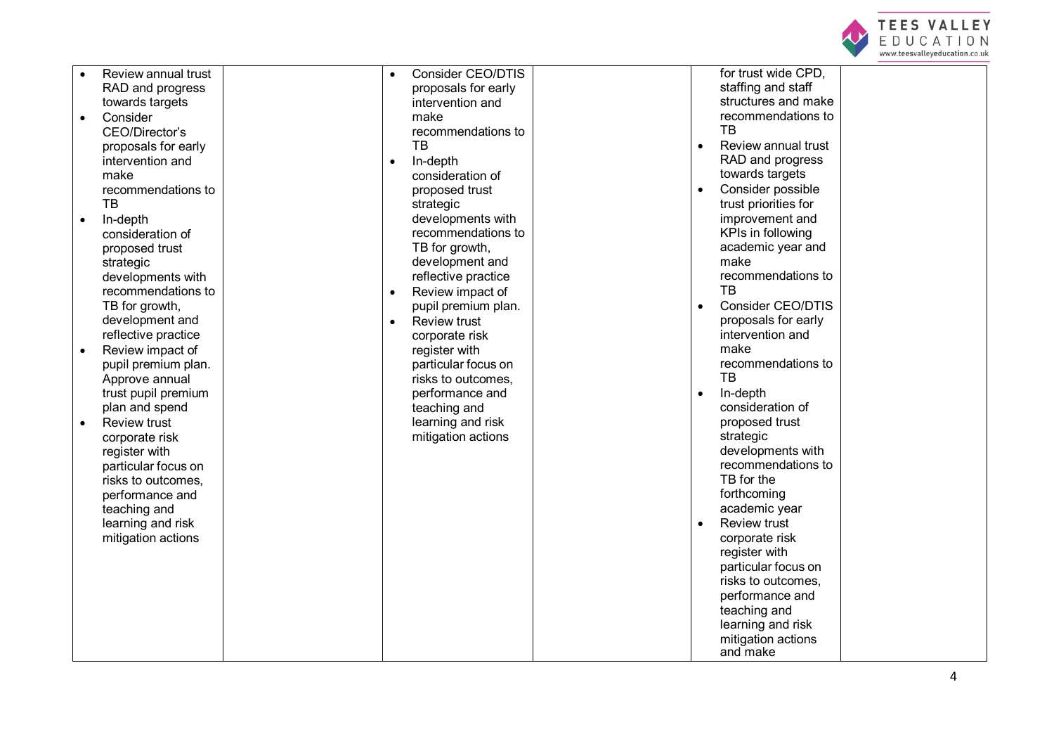| | | | | | |
|---|---|---|---|---|---|
| • Review annual trust RAD and progress towards targets<br>• Consider CEO/Director's proposals for early intervention and make recommendations to TB<br>• In-depth consideration of proposed trust strategic developments with recommendations to TB for growth, development and reflective practice<br>• Review impact of pupil premium plan. Approve annual trust pupil premium plan and spend<br>• Review trust corporate risk register with particular focus on risks to outcomes, performance and teaching and learning and risk mitigation actions | | • Consider CEO/DTIS proposals for early intervention and make recommendations to TB<br>• In-depth consideration of proposed trust strategic developments with recommendations to TB for growth, development and reflective practice<br>• Review impact of pupil premium plan.<br>• Review trust corporate risk register with particular focus on risks to outcomes, performance and teaching and learning and risk mitigation actions | | for trust wide CPD, staffing and staff structures and make recommendations to TB<br>• Review annual trust RAD and progress towards targets<br>• Consider possible trust priorities for improvement and KPIs in following academic year and make recommendations to TB<br>• Consider CEO/DTIS proposals for early intervention and make recommendations to TB<br>• In-depth consideration of proposed trust strategic developments with recommendations to TB for the forthcoming academic year<br>• Review trust corporate risk register with particular focus on risks to outcomes, performance and teaching and learning and risk mitigation actions and make | |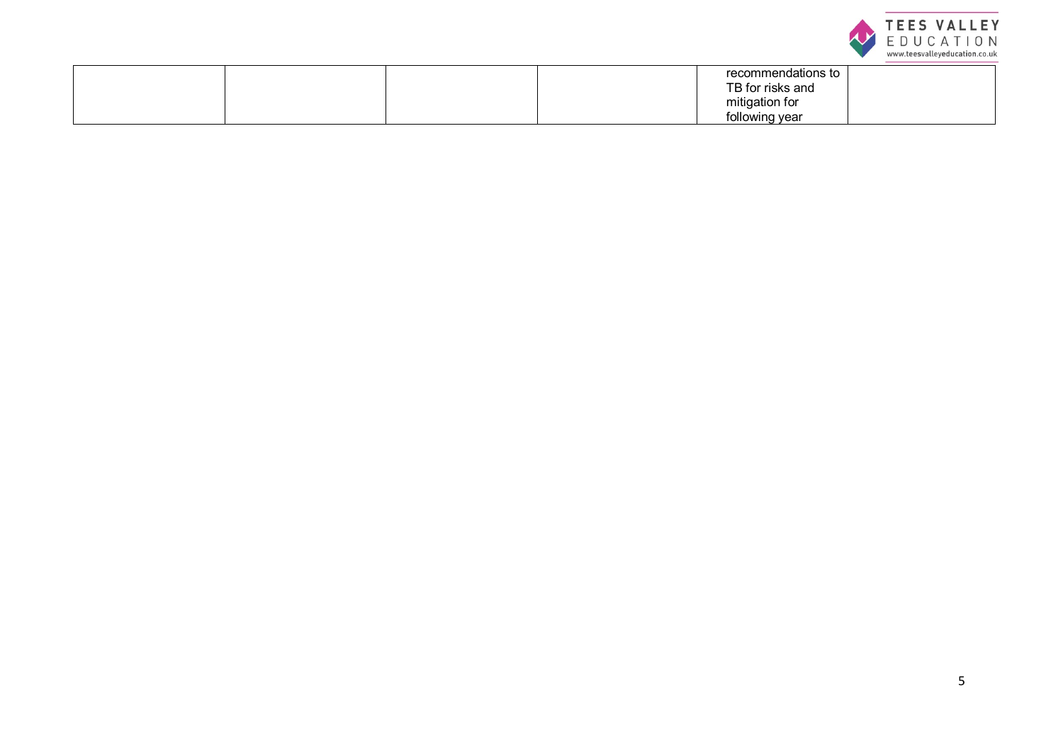| | | | | | |
|---|---|---|---|---|---|
| | | | | recommendations to TB for risks and mitigation for following year | |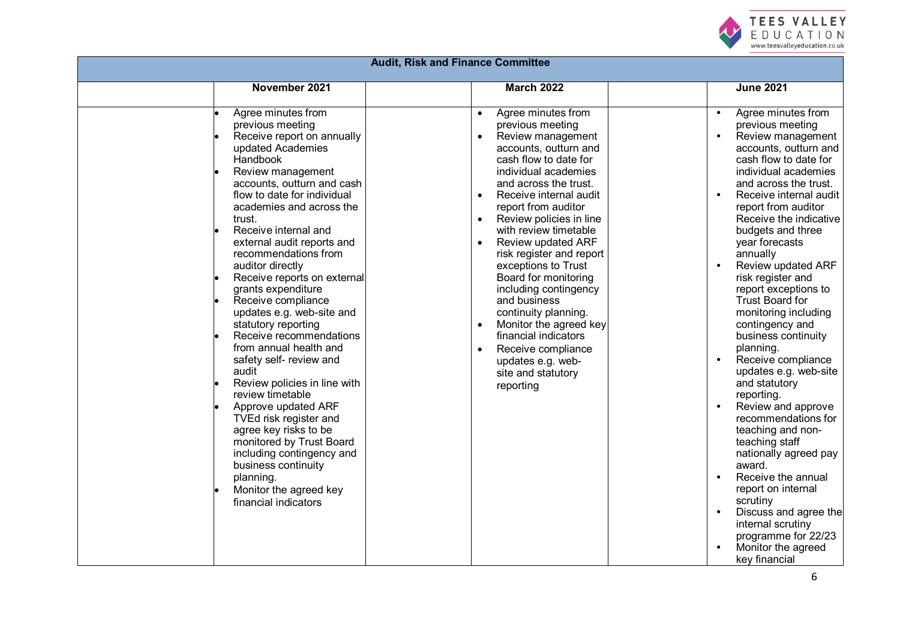| Audit, Risk and Finance Committee | | | | | |
|---|---|---|---|---|---|
| | November 2021 | | March 2022 | | June 2021 |
| | • Agree minutes from previous meeting<br>• Receive report on annually updated Academies Handbook<br>• Review management accounts, outturn and cash flow to date for individual academies and across the trust.<br>• Receive internal and external audit reports and recommendations from auditor directly<br>• Receive reports on external grants expenditure<br>• Receive compliance updates e.g. web-site and statutory reporting<br>• Receive recommendations from annual health and safety self- review and audit<br>• Review policies in line with review timetable<br>• Approve updated ARF TVEd risk register and agree key risks to be monitored by Trust Board including contingency and business continuity planning.<br>• Monitor the agreed key financial indicators | | • Agree minutes from previous meeting<br>• Review management accounts, outturn and cash flow to date for individual academies and across the trust.<br>• Receive internal audit report from auditor<br>• Review policies in line with review timetable<br>• Review updated ARF risk register and report exceptions to Trust Board for monitoring including contingency and business continuity planning.<br>• Monitor the agreed key financial indicators<br>• Receive compliance updates e.g. web-site and statutory reporting | | • Agree minutes from previous meeting<br>• Review management accounts, outturn and cash flow to date for individual academies and across the trust.<br>• Receive internal audit report from auditor Receive the indicative budgets and three year forecasts annually<br>• Review updated ARF risk register and report exceptions to Trust Board for monitoring including contingency and business continuity planning.<br>• Receive compliance updates e.g. web-site and statutory reporting.<br>• Review and approve recommendations for teaching and non-teaching staff nationally agreed pay award.<br>• Receive the annual report on internal scrutiny<br>• Discuss and agree the internal scrutiny programme for 22/23<br>• Monitor the agreed key financial |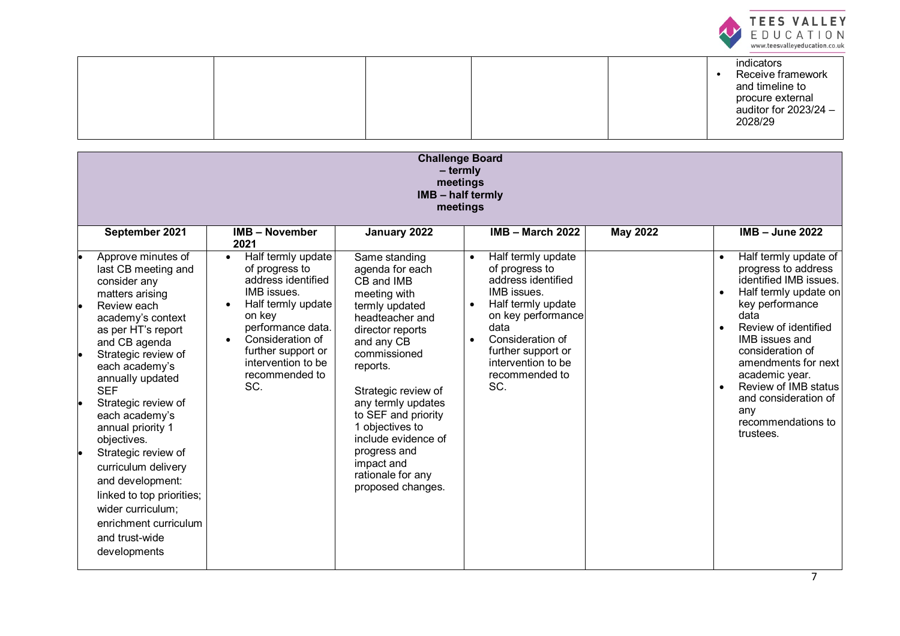| | | | | | |
|---|---|---|---|---|---|
| | | | | | indicators<br>• Receive framework and timeline to procure external auditor for 2023/24 – 2028/29 |

| **Challenge Board – termly meetings<br>IMB – half termly meetings** | | | | | |
|---|---|---|---|---|---|
| **September 2021** | **IMB – November 2021** | **January 2022** | **IMB – March 2022** | **May 2022** | **IMB – June 2022** |
| • Approve minutes of last CB meeting and consider any matters arising<br>• Review each academy's context as per HT's report and CB agenda<br>• Strategic review of each academy's annually updated SEF<br>• Strategic review of each academy's annual priority 1 objectives.<br>• Strategic review of curriculum delivery and development: linked to top priorities; wider curriculum; enrichment curriculum and trust-wide developments | • Half termly update of progress to address identified IMB issues.<br>• Half termly update on key performance data.<br>• Consideration of further support or intervention to be recommended to SC. | Same standing agenda for each CB and IMB meeting with termly updated headteacher and director reports and any CB commissioned reports.<br><br>Strategic review of any termly updates to SEF and priority 1 objectives to include evidence of progress and impact and rationale for any proposed changes. | • Half termly update of progress to address identified IMB issues.<br>• Half termly update on key performance data<br>• Consideration of further support or intervention to be recommended to SC. | | • Half termly update of progress to address identified IMB issues.<br>• Half termly update on key performance data<br>• Review of identified IMB issues and consideration of amendments for next academic year.<br>• Review of IMB status and consideration of any recommendations to trustees. |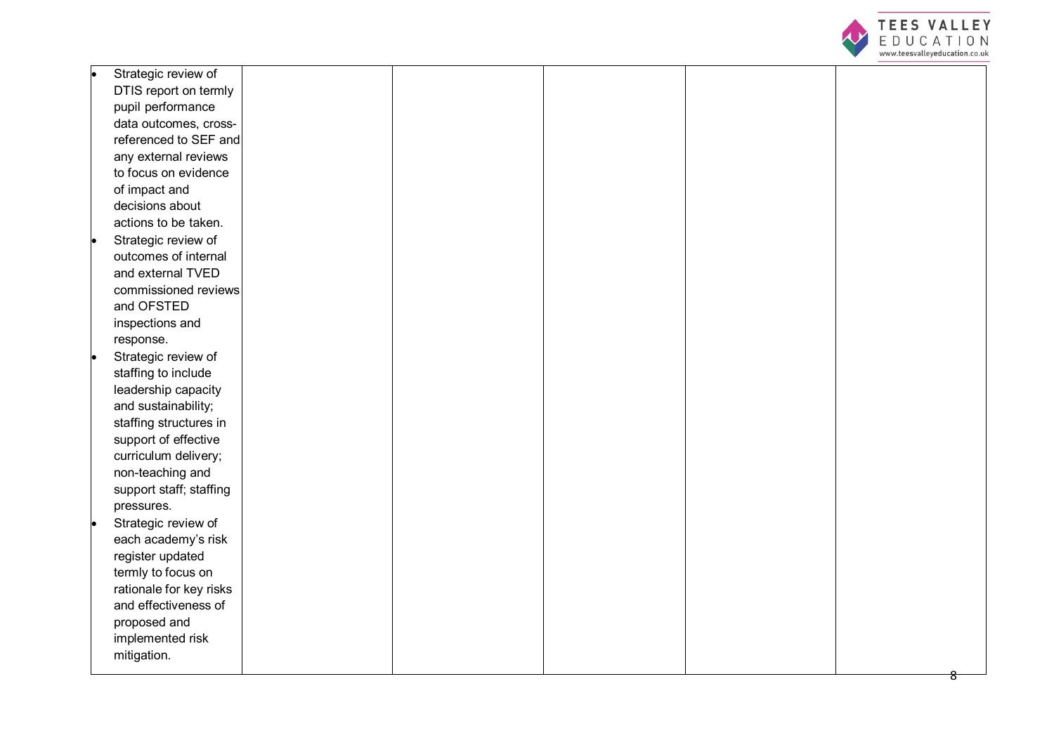| | | | | | |
|---|---|---|---|---|---|
| • Strategic review of DTIS report on termly pupil performance data outcomes, cross-referenced to SEF and any external reviews to focus on evidence of impact and decisions about actions to be taken.<br>• Strategic review of outcomes of internal and external TVED commissioned reviews and OFSTED inspections and response.<br>• Strategic review of staffing to include leadership capacity and sustainability; staffing structures in support of effective curriculum delivery; non-teaching and support staff; staffing pressures.<br>• Strategic review of each academy's risk register updated termly to focus on rationale for key risks and effectiveness of proposed and implemented risk mitigation. | | | | | |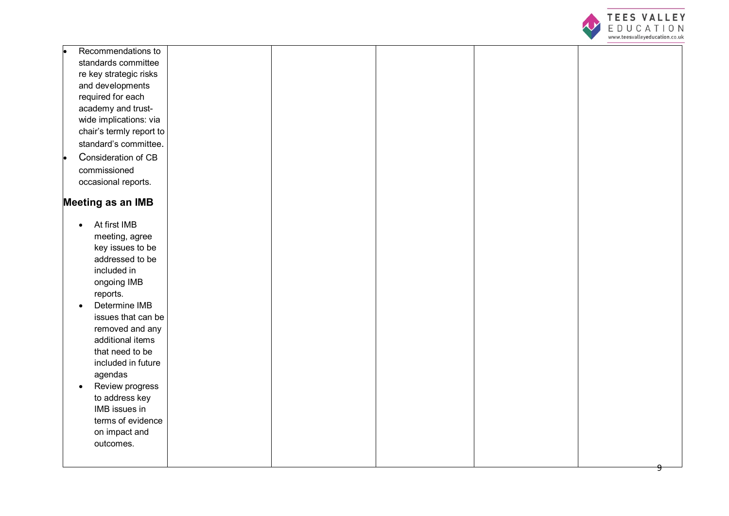| | | | | | |
|---|---|---|---|---|---|
| • Recommendations to standards committee re key strategic risks and developments required for each academy and trust-wide implications: via chair's termly report to standard's committee.<br>• Consideration of CB commissioned occasional reports.<br><br>**Meeting as an IMB**<br><br>• At first IMB meeting, agree key issues to be addressed to be included in ongoing IMB reports.<br>• Determine IMB issues that can be removed and any additional items that need to be included in future agendas<br>• Review progress to address key IMB issues in terms of evidence on impact and outcomes. | | | | | |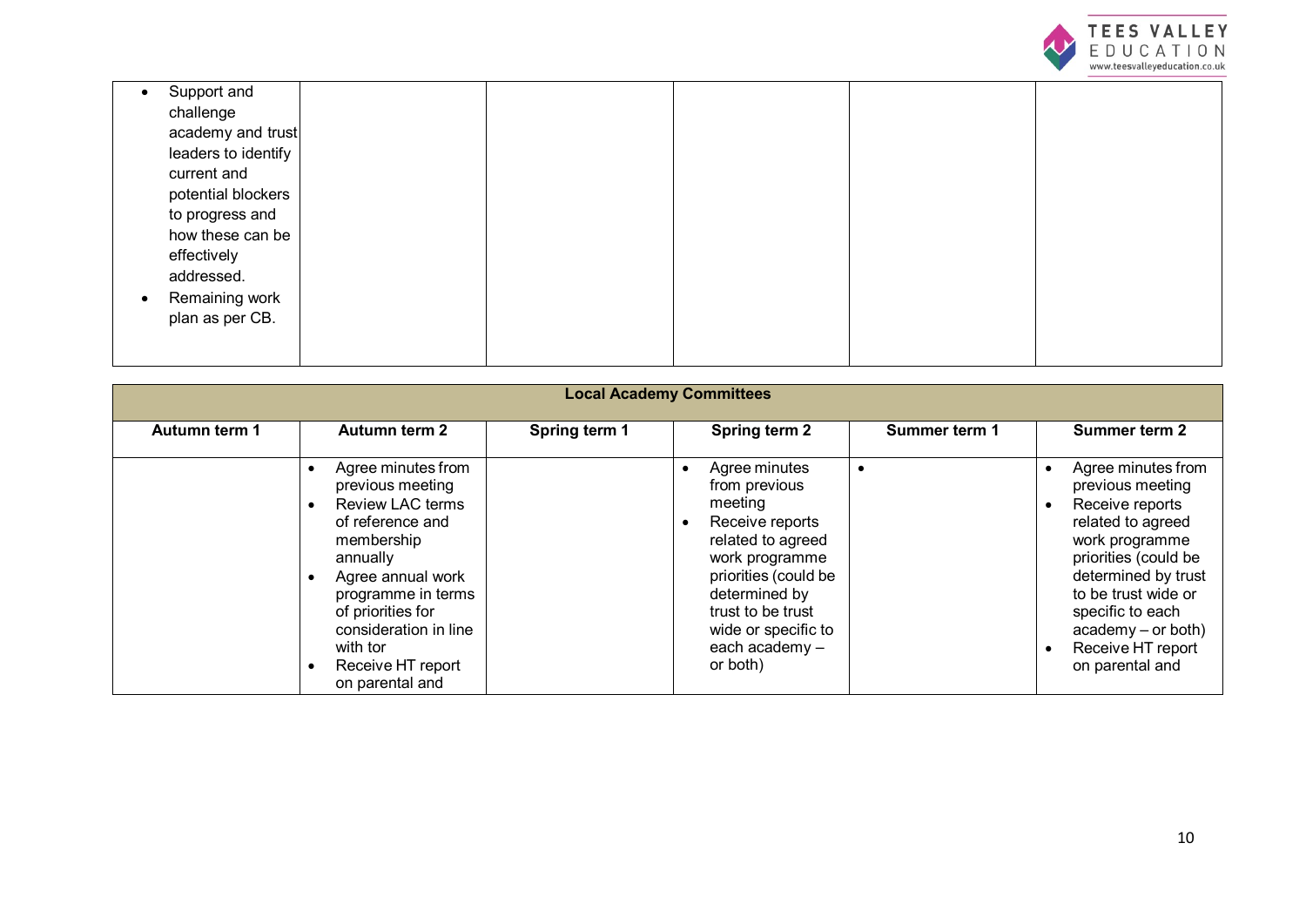| | | | | | |
|---|---|---|---|---|---|
| <ul><li>Support and challenge academy and trust leaders to identify current and potential blockers to progress and how these can be effectively addressed.</li><li>Remaining work plan as per CB.</li></ul> | | | | | |

| Local Academy Committees | | | | | |
|---|---|---|---|---|---|
| **Autumn term 1** | **Autumn term 2** | **Spring term 1** | **Spring term 2** | **Summer term 1** | **Summer term 2** |
| | <ul><li>Agree minutes from previous meeting</li><li>Review LAC terms of reference and membership annually</li><li>Agree annual work programme in terms of priorities for consideration in line with tor</li><li>Receive HT report on parental and</li></ul> | | <ul><li>Agree minutes from previous meeting</li><li>Receive reports related to agreed work programme priorities (could be determined by trust to be trust wide or specific to each academy – or both)</li></ul> | <ul><li></li></ul> | <ul><li>Agree minutes from previous meeting</li><li>Receive reports related to agreed work programme priorities (could be determined by trust to be trust wide or specific to each academy – or both)</li><li>Receive HT report on parental and</li></ul> |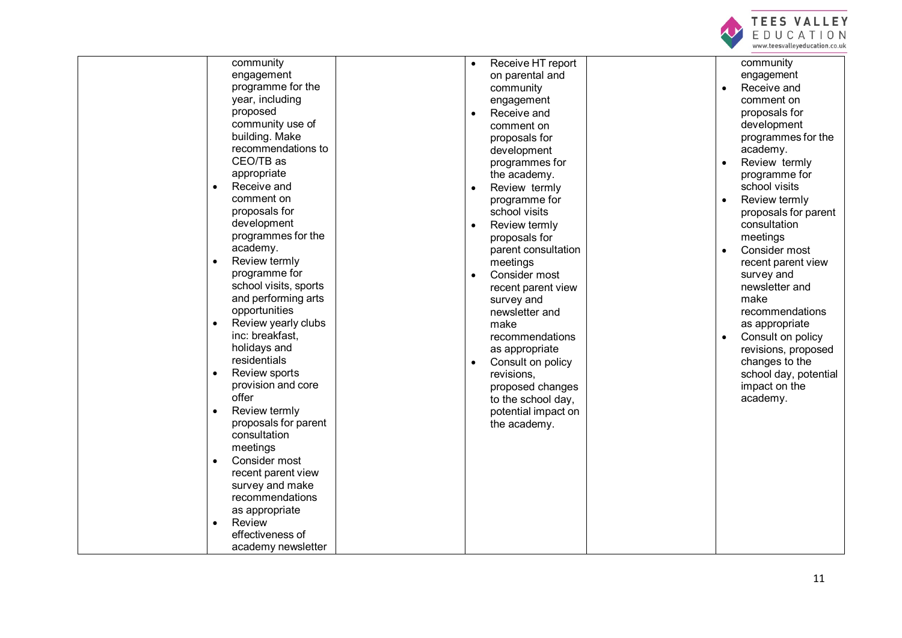|  |  |  |  |  |  |
|---|---|---|---|---|---|
|  | community engagement programme for the year, including proposed community use of building. Make recommendations to CEO/TB as appropriate<br>• Receive and comment on proposals for development programmes for the academy.<br>• Review termly programme for school visits, sports and performing arts opportunities<br>• Review yearly clubs inc: breakfast, holidays and residentials<br>• Review sports provision and core offer<br>• Review termly proposals for parent consultation meetings<br>• Consider most recent parent view survey and make recommendations as appropriate<br>• Review effectiveness of academy newsletter |  | • Receive HT report on parental and community engagement<br>• Receive and comment on proposals for development programmes for the academy.<br>• Review termly programme for school visits<br>• Review termly proposals for parent consultation meetings<br>• Consider most recent parent view survey and newsletter and make recommendations as appropriate<br>• Consult on policy revisions, proposed changes to the school day, potential impact on the academy. |  | community engagement<br>• Receive and comment on proposals for development programmes for the academy.<br>• Review termly programme for school visits<br>• Review termly proposals for parent consultation meetings<br>• Consider most recent parent view survey and newsletter and make recommendations as appropriate<br>• Consult on policy revisions, proposed changes to the school day, potential impact on the academy. |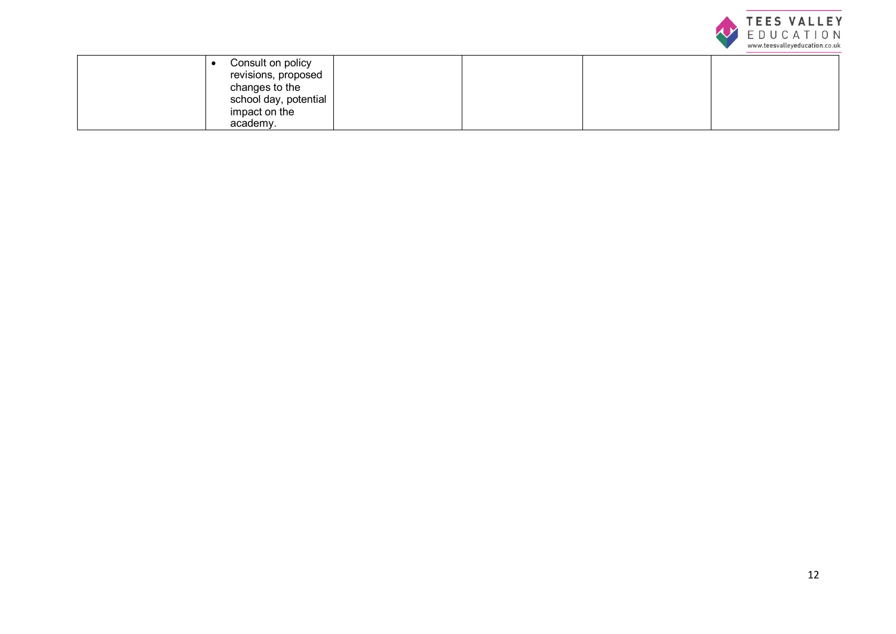| | | | | | |
|---|---|---|---|---|---|
| | • Consult on policy revisions, proposed changes to the school day, potential impact on the academy. | | | | |